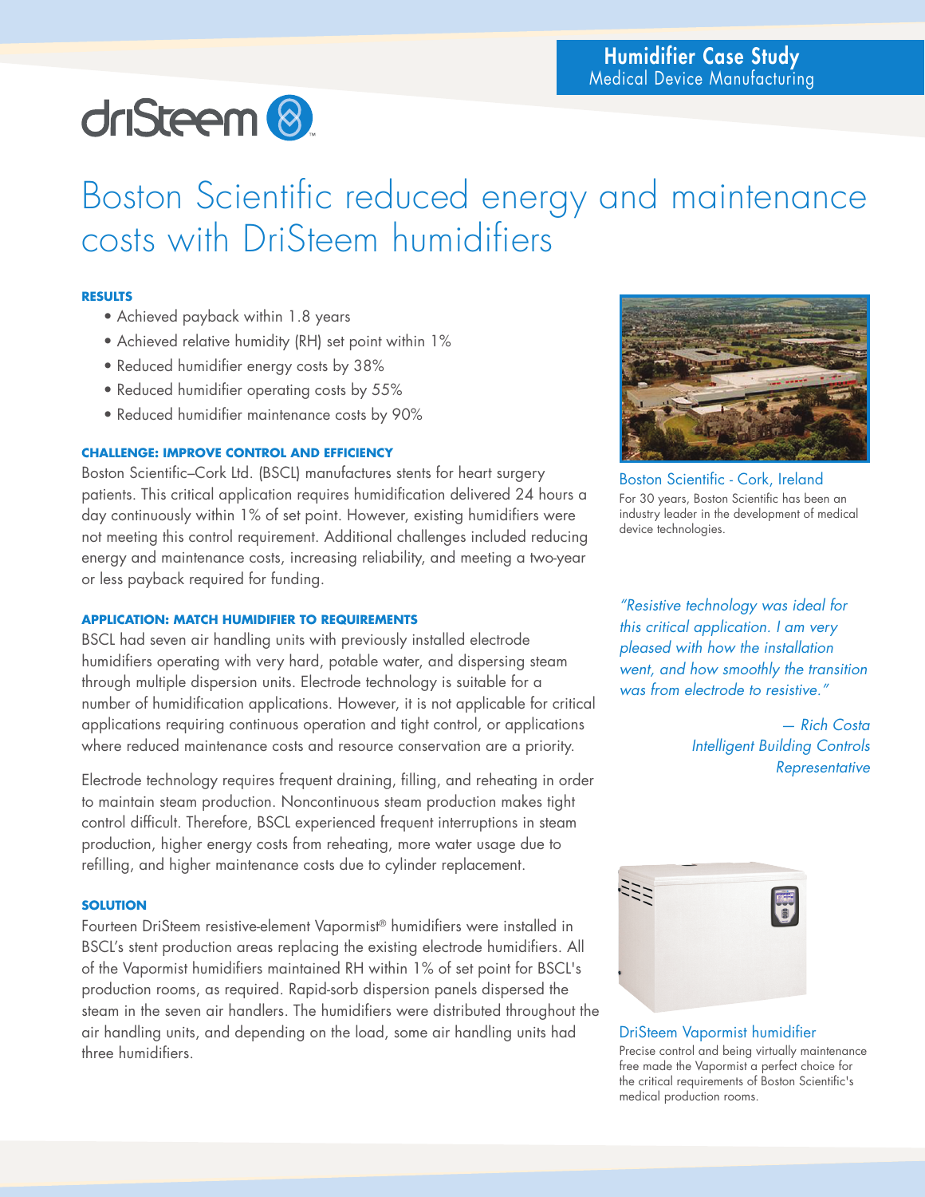**Humidifier Case Study**
Medical Device Manufacturing

driSteem

# Boston Scientific reduced energy and maintenance costs with DriSteem humidifiers

### RESULTS

- Achieved payback within 1.8 years
- Achieved relative humidity (RH) set point within 1%
- Reduced humidifier energy costs by 38%
- Reduced humidifier operating costs by 55%
- Reduced humidifier maintenance costs by 90%

### CHALLENGE: IMPROVE CONTROL AND EFFICIENCY

Boston Scientific–Cork Ltd. (BSCL) manufactures stents for heart surgery patients. This critical application requires humidification delivered 24 hours a day continuously within 1% of set point. However, existing humidifiers were not meeting this control requirement. Additional challenges included reducing energy and maintenance costs, increasing reliability, and meeting a two-year or less payback required for funding.

### APPLICATION: MATCH HUMIDIFIER TO REQUIREMENTS

BSCL had seven air handling units with previously installed electrode humidifiers operating with very hard, potable water, and dispersing steam through multiple dispersion units. Electrode technology is suitable for a number of humidification applications. However, it is not applicable for critical applications requiring continuous operation and tight control, or applications where reduced maintenance costs and resource conservation are a priority.

Electrode technology requires frequent draining, filling, and reheating in order to maintain steam production. Noncontinuous steam production makes tight control difficult. Therefore, BSCL experienced frequent interruptions in steam production, higher energy costs from reheating, more water usage due to refilling, and higher maintenance costs due to cylinder replacement.

### SOLUTION

Fourteen DriSteem resistive-element Vapormist® humidifiers were installed in BSCL's stent production areas replacing the existing electrode humidifiers. All of the Vapormist humidifiers maintained RH within 1% of set point for BSCL's production rooms, as required. Rapid-sorb dispersion panels dispersed the steam in the seven air handlers. The humidifiers were distributed throughout the air handling units, and depending on the load, some air handling units had three humidifiers.

Boston Scientific - Cork, Ireland
For 30 years, Boston Scientific has been an industry leader in the development of medical device technologies.

*"Resistive technology was ideal for this critical application. I am very pleased with how the installation went, and how smoothly the transition was from electrode to resistive."*

*— Rich Costa*
*Intelligent Building Controls Representative*

DriSteem Vapormist humidifier
Precise control and being virtually maintenance free made the Vapormist a perfect choice for the critical requirements of Boston Scientific's medical production rooms.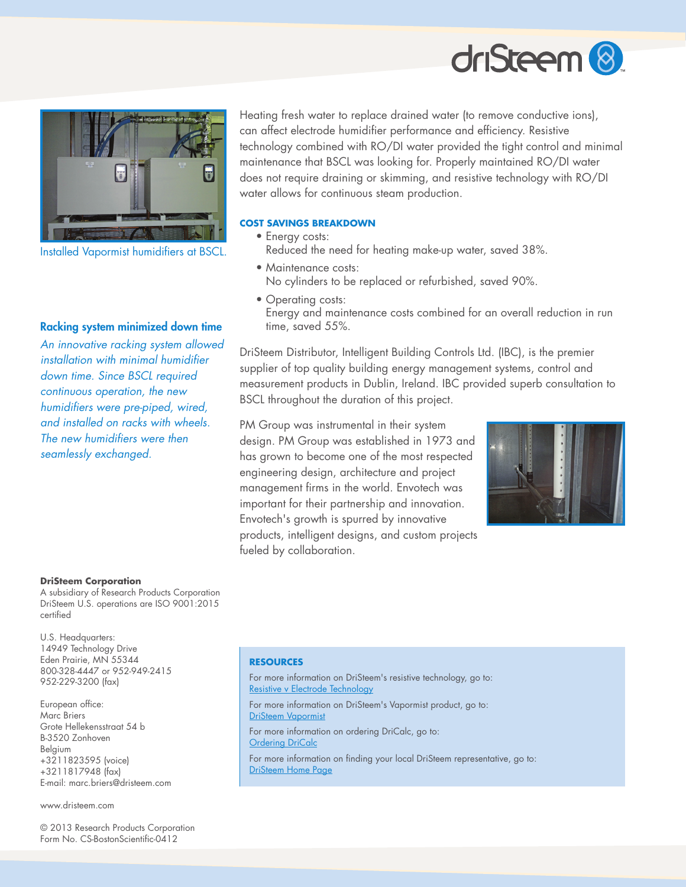Installed Vapormist humidifiers at BSCL.

### Racking system minimized down time

*An innovative racking system allowed installation with minimal humidifier down time. Since BSCL required continuous operation, the new humidifiers were pre-piped, wired, and installed on racks with wheels. The new humidifiers were then seamlessly exchanged.*

Heating fresh water to replace drained water (to remove conductive ions), can affect electrode humidifier performance and efficiency. Resistive technology combined with RO/DI water provided the tight control and minimal maintenance that BSCL was looking for. Properly maintained RO/DI water does not require draining or skimming, and resistive technology with RO/DI water allows for continuous steam production.

### COST SAVINGS BREAKDOWN

- Energy costs:
  Reduced the need for heating make-up water, saved 38%.
- Maintenance costs:
  No cylinders to be replaced or refurbished, saved 90%.
- Operating costs:
  Energy and maintenance costs combined for an overall reduction in run time, saved 55%.

DriSteem Distributor, Intelligent Building Controls Ltd. (IBC), is the premier supplier of top quality building energy management systems, control and measurement products in Dublin, Ireland. IBC provided superb consultation to BSCL throughout the duration of this project.

PM Group was instrumental in their system design. PM Group was established in 1973 and has grown to become one of the most respected engineering design, architecture and project management firms in the world. Envotech was important for their partnership and innovation. Envotech's growth is spurred by innovative products, intelligent designs, and custom projects fueled by collaboration.

**DriSteem Corporation**
A subsidiary of Research Products Corporation
DriSteem U.S. operations are ISO 9001:2015 certified

U.S. Headquarters:
14949 Technology Drive
Eden Prairie, MN 55344
800-328-4447 or 952-949-2415
952-229-3200 (fax)

European office:
Marc Briers
Grote Hellekensstraat 54 b
B-3520 Zonhoven
Belgium
+3211823595 (voice)
+3211817948 (fax)
E-mail: marc.briers@dristeem.com

www.dristeem.com

© 2013 Research Products Corporation
Form No. CS-BostonScientific-0412

### RESOURCES

For more information on DriSteem's resistive technology, go to:
Resistive v Electrode Technology

For more information on DriSteem's Vapormist product, go to:
DriSteem Vapormist

For more information on ordering DriCalc, go to:
Ordering DriCalc

For more information on finding your local DriSteem representative, go to:
DriSteem Home Page